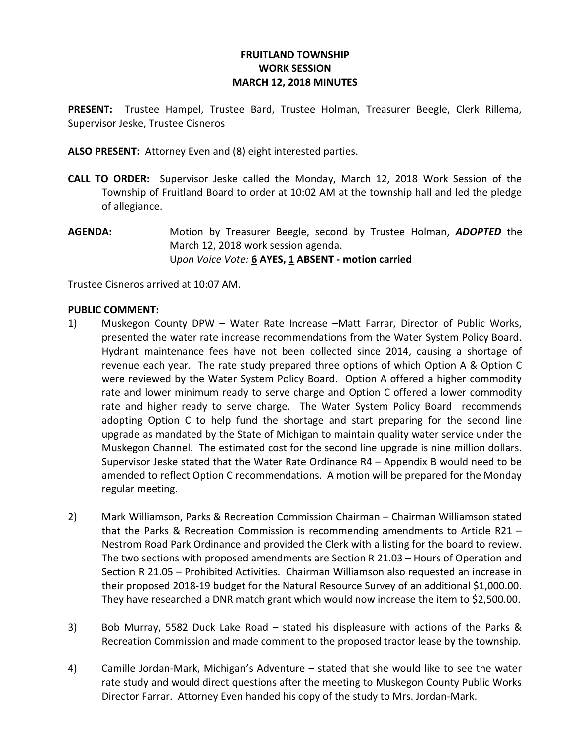# FRUITLAND TOWNSHIP
## WORK SESSION
## MARCH 12, 2018 MINUTES

**PRESENT:** Trustee Hampel, Trustee Bard, Trustee Holman, Treasurer Beegle, Clerk Rillema, Supervisor Jeske, Trustee Cisneros

**ALSO PRESENT:** Attorney Even and (8) eight interested parties.

**CALL TO ORDER:** Supervisor Jeske called the Monday, March 12, 2018 Work Session of the Township of Fruitland Board to order at 10:02 AM at the township hall and led the pledge of allegiance.

**AGENDA:** Motion by Treasurer Beegle, second by Trustee Holman, ***ADOPTED*** the March 12, 2018 work session agenda.
U*pon Voice Vote:* **6 AYES, 1 ABSENT - motion carried**

Trustee Cisneros arrived at 10:07 AM.

**PUBLIC COMMENT:**

1) Muskegon County DPW – Water Rate Increase –Matt Farrar, Director of Public Works, presented the water rate increase recommendations from the Water System Policy Board. Hydrant maintenance fees have not been collected since 2014, causing a shortage of revenue each year. The rate study prepared three options of which Option A & Option C were reviewed by the Water System Policy Board. Option A offered a higher commodity rate and lower minimum ready to serve charge and Option C offered a lower commodity rate and higher ready to serve charge. The Water System Policy Board recommends adopting Option C to help fund the shortage and start preparing for the second line upgrade as mandated by the State of Michigan to maintain quality water service under the Muskegon Channel. The estimated cost for the second line upgrade is nine million dollars. Supervisor Jeske stated that the Water Rate Ordinance R4 – Appendix B would need to be amended to reflect Option C recommendations. A motion will be prepared for the Monday regular meeting.

2) Mark Williamson, Parks & Recreation Commission Chairman – Chairman Williamson stated that the Parks & Recreation Commission is recommending amendments to Article R21 – Nestrom Road Park Ordinance and provided the Clerk with a listing for the board to review. The two sections with proposed amendments are Section R 21.03 – Hours of Operation and Section R 21.05 – Prohibited Activities. Chairman Williamson also requested an increase in their proposed 2018-19 budget for the Natural Resource Survey of an additional $1,000.00. They have researched a DNR match grant which would now increase the item to $2,500.00.

3) Bob Murray, 5582 Duck Lake Road – stated his displeasure with actions of the Parks & Recreation Commission and made comment to the proposed tractor lease by the township.

4) Camille Jordan-Mark, Michigan's Adventure – stated that she would like to see the water rate study and would direct questions after the meeting to Muskegon County Public Works Director Farrar. Attorney Even handed his copy of the study to Mrs. Jordan-Mark.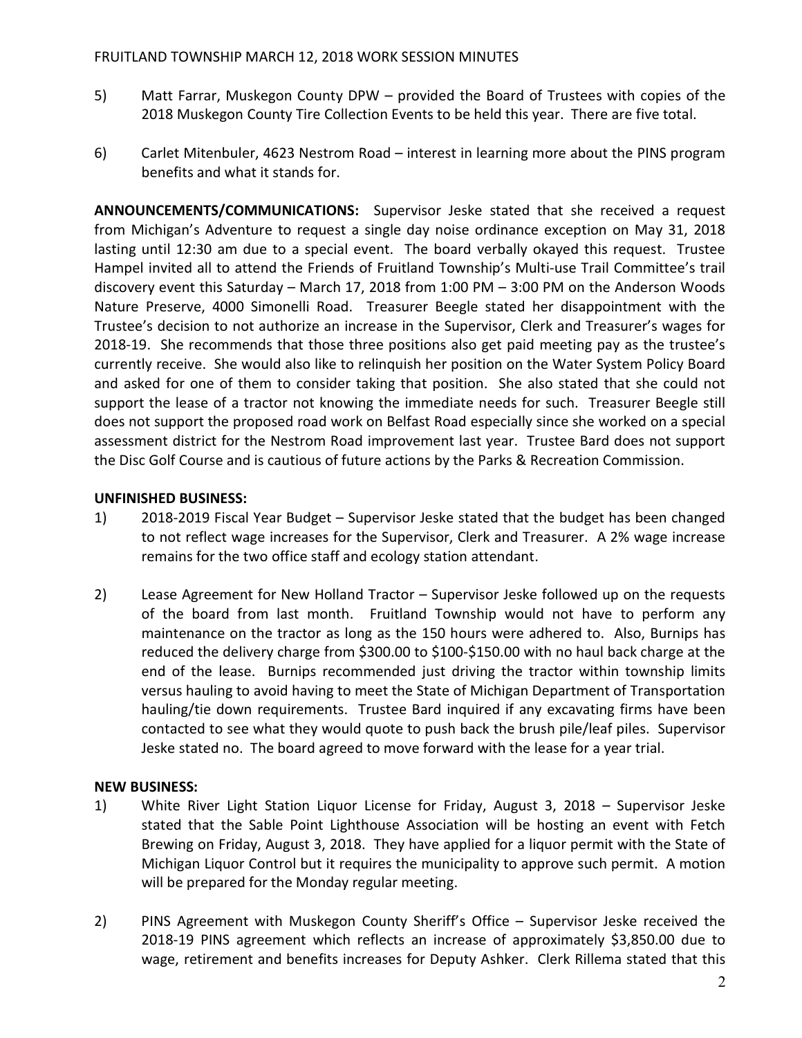5) Matt Farrar, Muskegon County DPW – provided the Board of Trustees with copies of the 2018 Muskegon County Tire Collection Events to be held this year. There are five total.

6) Carlet Mitenbuler, 4623 Nestrom Road – interest in learning more about the PINS program benefits and what it stands for.

**ANNOUNCEMENTS/COMMUNICATIONS:** Supervisor Jeske stated that she received a request from Michigan's Adventure to request a single day noise ordinance exception on May 31, 2018 lasting until 12:30 am due to a special event. The board verbally okayed this request. Trustee Hampel invited all to attend the Friends of Fruitland Township's Multi-use Trail Committee's trail discovery event this Saturday – March 17, 2018 from 1:00 PM – 3:00 PM on the Anderson Woods Nature Preserve, 4000 Simonelli Road. Treasurer Beegle stated her disappointment with the Trustee's decision to not authorize an increase in the Supervisor, Clerk and Treasurer's wages for 2018-19. She recommends that those three positions also get paid meeting pay as the trustee's currently receive. She would also like to relinquish her position on the Water System Policy Board and asked for one of them to consider taking that position. She also stated that she could not support the lease of a tractor not knowing the immediate needs for such. Treasurer Beegle still does not support the proposed road work on Belfast Road especially since she worked on a special assessment district for the Nestrom Road improvement last year. Trustee Bard does not support the Disc Golf Course and is cautious of future actions by the Parks & Recreation Commission.

**UNFINISHED BUSINESS:**

1) 2018-2019 Fiscal Year Budget – Supervisor Jeske stated that the budget has been changed to not reflect wage increases for the Supervisor, Clerk and Treasurer. A 2% wage increase remains for the two office staff and ecology station attendant.

2) Lease Agreement for New Holland Tractor – Supervisor Jeske followed up on the requests of the board from last month. Fruitland Township would not have to perform any maintenance on the tractor as long as the 150 hours were adhered to. Also, Burnips has reduced the delivery charge from $300.00 to $100-$150.00 with no haul back charge at the end of the lease. Burnips recommended just driving the tractor within township limits versus hauling to avoid having to meet the State of Michigan Department of Transportation hauling/tie down requirements. Trustee Bard inquired if any excavating firms have been contacted to see what they would quote to push back the brush pile/leaf piles. Supervisor Jeske stated no. The board agreed to move forward with the lease for a year trial.

**NEW BUSINESS:**

1) White River Light Station Liquor License for Friday, August 3, 2018 – Supervisor Jeske stated that the Sable Point Lighthouse Association will be hosting an event with Fetch Brewing on Friday, August 3, 2018. They have applied for a liquor permit with the State of Michigan Liquor Control but it requires the municipality to approve such permit. A motion will be prepared for the Monday regular meeting.

2) PINS Agreement with Muskegon County Sheriff's Office – Supervisor Jeske received the 2018-19 PINS agreement which reflects an increase of approximately $3,850.00 due to wage, retirement and benefits increases for Deputy Ashker. Clerk Rillema stated that this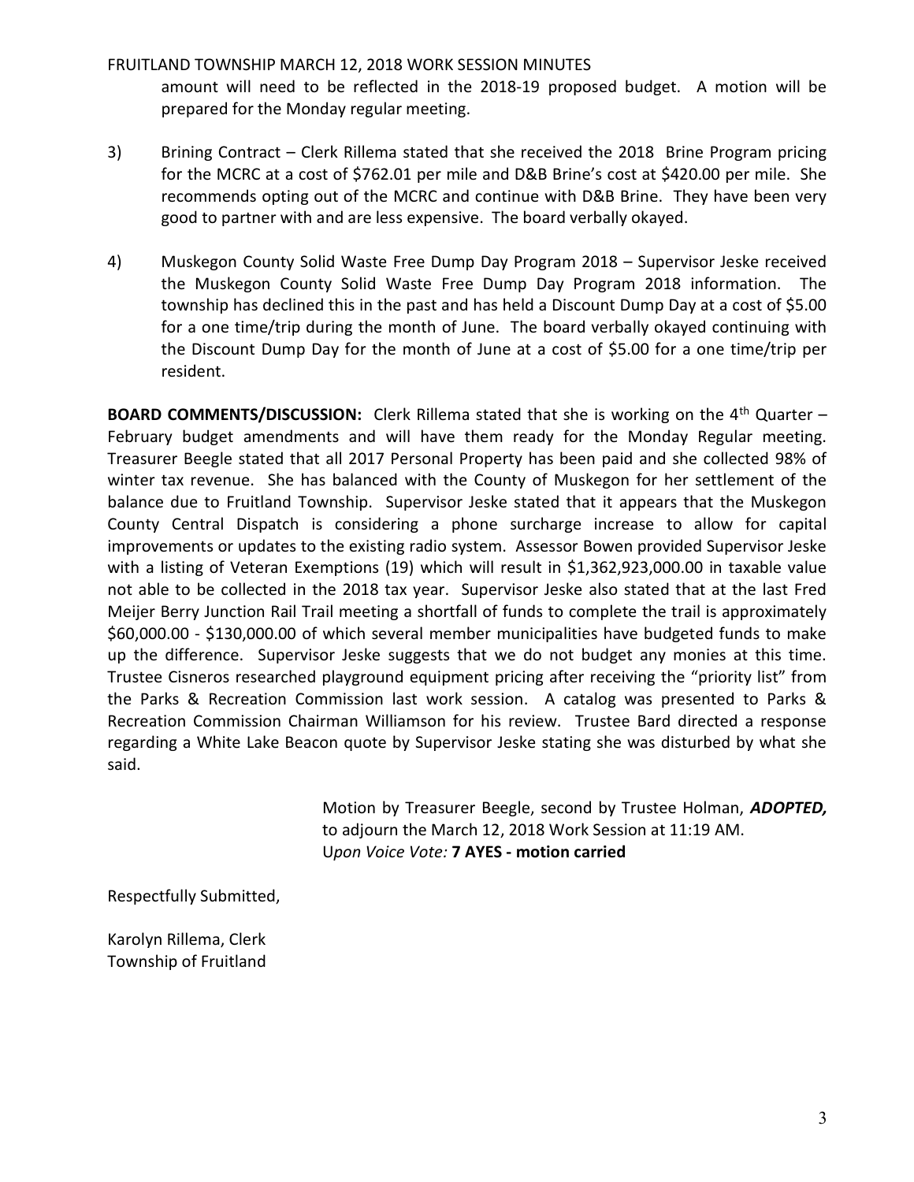amount will need to be reflected in the 2018-19 proposed budget. A motion will be prepared for the Monday regular meeting.

3) Brining Contract – Clerk Rillema stated that she received the 2018 Brine Program pricing for the MCRC at a cost of $762.01 per mile and D&B Brine's cost at $420.00 per mile. She recommends opting out of the MCRC and continue with D&B Brine. They have been very good to partner with and are less expensive. The board verbally okayed.

4) Muskegon County Solid Waste Free Dump Day Program 2018 – Supervisor Jeske received the Muskegon County Solid Waste Free Dump Day Program 2018 information. The township has declined this in the past and has held a Discount Dump Day at a cost of $5.00 for a one time/trip during the month of June. The board verbally okayed continuing with the Discount Dump Day for the month of June at a cost of $5.00 for a one time/trip per resident.

**BOARD COMMENTS/DISCUSSION:** Clerk Rillema stated that she is working on the 4th Quarter – February budget amendments and will have them ready for the Monday Regular meeting. Treasurer Beegle stated that all 2017 Personal Property has been paid and she collected 98% of winter tax revenue. She has balanced with the County of Muskegon for her settlement of the balance due to Fruitland Township. Supervisor Jeske stated that it appears that the Muskegon County Central Dispatch is considering a phone surcharge increase to allow for capital improvements or updates to the existing radio system. Assessor Bowen provided Supervisor Jeske with a listing of Veteran Exemptions (19) which will result in $1,362,923,000.00 in taxable value not able to be collected in the 2018 tax year. Supervisor Jeske also stated that at the last Fred Meijer Berry Junction Rail Trail meeting a shortfall of funds to complete the trail is approximately $60,000.00 - $130,000.00 of which several member municipalities have budgeted funds to make up the difference. Supervisor Jeske suggests that we do not budget any monies at this time. Trustee Cisneros researched playground equipment pricing after receiving the "priority list" from the Parks & Recreation Commission last work session. A catalog was presented to Parks & Recreation Commission Chairman Williamson for his review. Trustee Bard directed a response regarding a White Lake Beacon quote by Supervisor Jeske stating she was disturbed by what she said.

Motion by Treasurer Beegle, second by Trustee Holman, ***ADOPTED,*** to adjourn the March 12, 2018 Work Session at 11:19 AM.
U*pon Voice Vote:* **7 AYES - motion carried**

Respectfully Submitted,

Karolyn Rillema, Clerk
Township of Fruitland